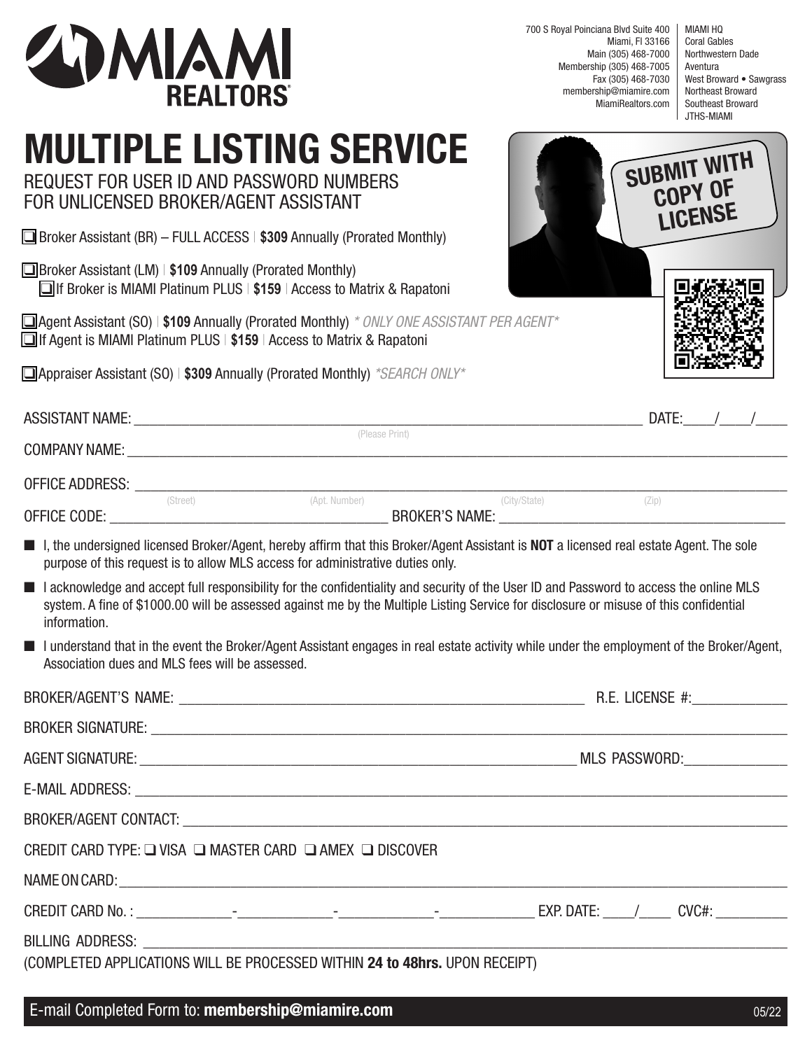MIAMI REALTORS®

700 S Royal Poinciana Blvd Suite 400
Miami, Fl 33166
Main (305) 468-7000
Membership (305) 468-7005
Fax (305) 468-7030
membership@miamire.com
MiamiRealtors.com

MIAMI HQ
Coral Gables
Northwestern Dade
Aventura
West Broward • Sawgrass
Northeast Broward
Southeast Broward
JTHS-MIAMI

# MULTIPLE LISTING SERVICE

## REQUEST FOR USER ID AND PASSWORD NUMBERS FOR UNLICENSED BROKER/AGENT ASSISTANT

**SUBMIT WITH COPY OF LICENSE**

❑ Broker Assistant (BR) – FULL ACCESS | **$309** Annually (Prorated Monthly)

❑ Broker Assistant (LM) | **$109** Annually (Prorated Monthly)
 ❑ If Broker is MIAMI Platinum PLUS | **$159** | Access to Matrix & Rapatoni

❑ Agent Assistant (SO) | **$109** Annually (Prorated Monthly) *\* ONLY ONE ASSISTANT PER AGENT\**
❑ If Agent is MIAMI Platinum PLUS | **$159** | Access to Matrix & Rapatoni

❑ Appraiser Assistant (SO) | **$309** Annually (Prorated Monthly) *\*SEARCH ONLY\**

ASSISTANT NAME: ______________________________ DATE:____/____/____
(Please Print)

COMPANY NAME: ______________________________

OFFICE ADDRESS: ______________________________
(Street) (Apt. Number) (City/State) (Zip)

OFFICE CODE: ____________________ BROKER'S NAME: ____________________

- I, the undersigned licensed Broker/Agent, hereby affirm that this Broker/Agent Assistant is **NOT** a licensed real estate Agent. The sole purpose of this request is to allow MLS access for administrative duties only.
- I acknowledge and accept full responsibility for the confidentiality and security of the User ID and Password to access the online MLS system. A fine of $1000.00 will be assessed against me by the Multiple Listing Service for disclosure or misuse of this confidential information.
- I understand that in the event the Broker/Agent Assistant engages in real estate activity while under the employment of the Broker/Agent, Association dues and MLS fees will be assessed.

BROKER/AGENT'S NAME: ______________________________ R.E. LICENSE #:____________

BROKER SIGNATURE: ______________________________

AGENT SIGNATURE: ______________________________ MLS PASSWORD:____________

E-MAIL ADDRESS: ______________________________

BROKER/AGENT CONTACT: ______________________________

CREDIT CARD TYPE: ❑ VISA ❑ MASTER CARD ❑ AMEX ❑ DISCOVER

NAME ON CARD: ______________________________

CREDIT CARD No. : ____________-____________-____________-____________ EXP. DATE: ____/____ CVC#: _________

BILLING ADDRESS: ______________________________

(COMPLETED APPLICATIONS WILL BE PROCESSED WITHIN **24 to 48hrs.** UPON RECEIPT)

E-mail Completed Form to: **membership@miamire.com**

05/22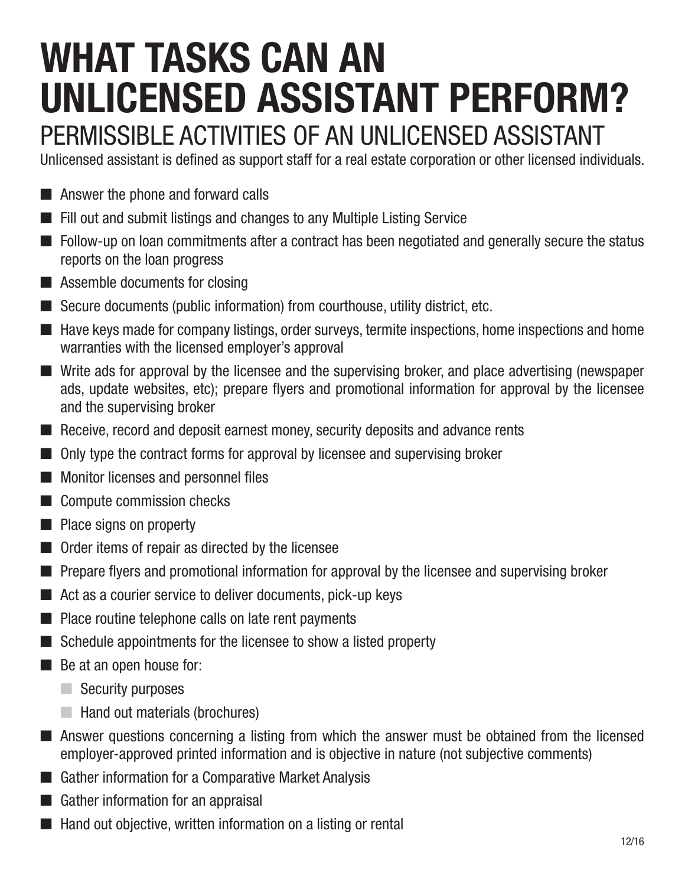# WHAT TASKS CAN AN UNLICENSED ASSISTANT PERFORM?

## PERMISSIBLE ACTIVITIES OF AN UNLICENSED ASSISTANT

Unlicensed assistant is defined as support staff for a real estate corporation or other licensed individuals.

- Answer the phone and forward calls
- Fill out and submit listings and changes to any Multiple Listing Service
- Follow-up on loan commitments after a contract has been negotiated and generally secure the status reports on the loan progress
- Assemble documents for closing
- Secure documents (public information) from courthouse, utility district, etc.
- Have keys made for company listings, order surveys, termite inspections, home inspections and home warranties with the licensed employer's approval
- Write ads for approval by the licensee and the supervising broker, and place advertising (newspaper ads, update websites, etc); prepare flyers and promotional information for approval by the licensee and the supervising broker
- Receive, record and deposit earnest money, security deposits and advance rents
- Only type the contract forms for approval by licensee and supervising broker
- Monitor licenses and personnel files
- Compute commission checks
- Place signs on property
- Order items of repair as directed by the licensee
- Prepare flyers and promotional information for approval by the licensee and supervising broker
- Act as a courier service to deliver documents, pick-up keys
- Place routine telephone calls on late rent payments
- Schedule appointments for the licensee to show a listed property
- Be at an open house for:
  - Security purposes
  - Hand out materials (brochures)
- Answer questions concerning a listing from which the answer must be obtained from the licensed employer-approved printed information and is objective in nature (not subjective comments)
- Gather information for a Comparative Market Analysis
- Gather information for an appraisal
- Hand out objective, written information on a listing or rental

12/16